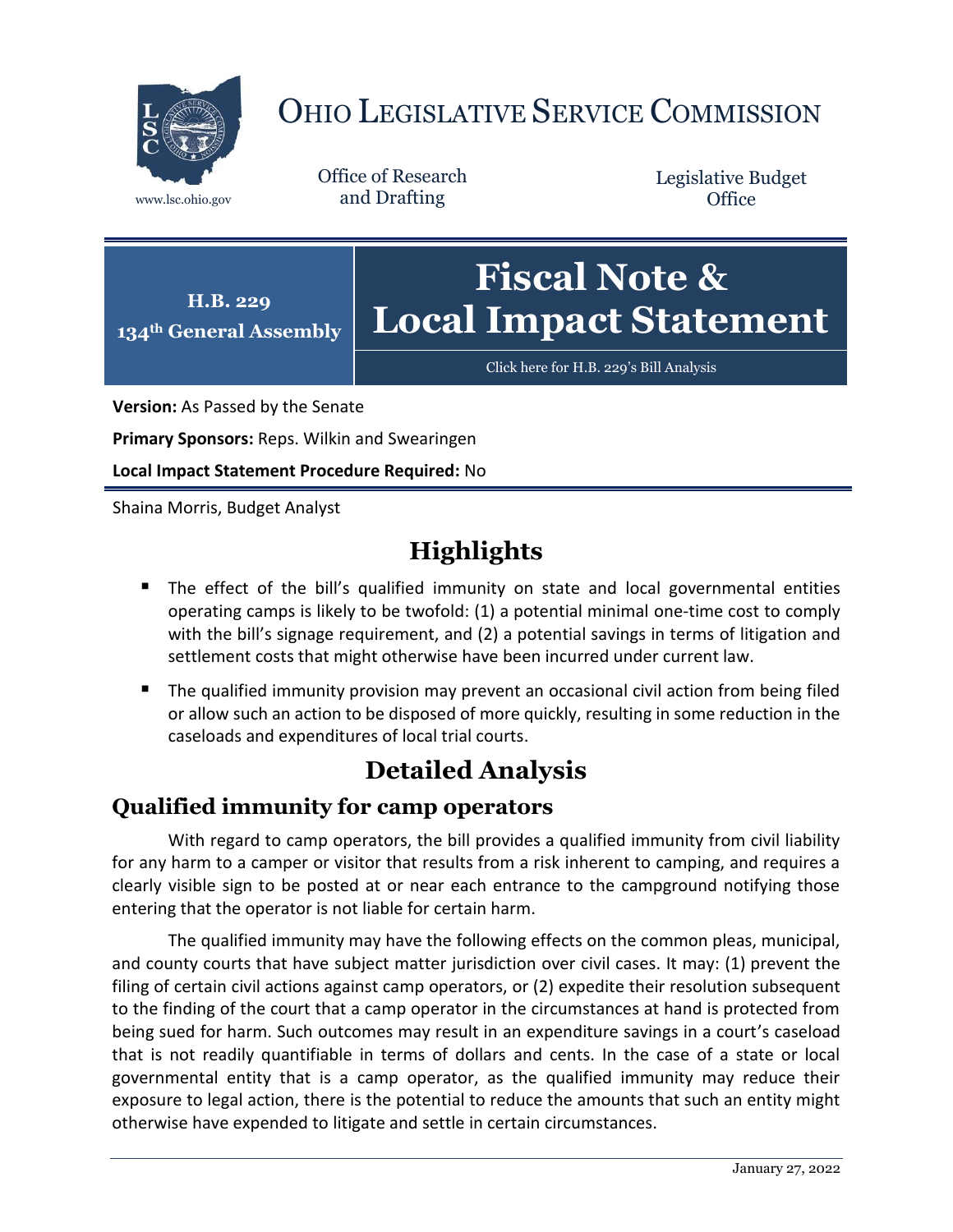# OHIO LEGISLATIVE SERVICE COMMISSION

www.lsc.ohio.gov

Office of Research and Drafting

Legislative Budget Office

**H.B. 229**
**134th General Assembly**

# Fiscal Note & Local Impact Statement

Click here for H.B. 229's Bill Analysis

**Version:** As Passed by the Senate

**Primary Sponsors:** Reps. Wilkin and Swearingen

**Local Impact Statement Procedure Required:** No

Shaina Morris, Budget Analyst

## Highlights

- The effect of the bill's qualified immunity on state and local governmental entities operating camps is likely to be twofold: (1) a potential minimal one-time cost to comply with the bill's signage requirement, and (2) a potential savings in terms of litigation and settlement costs that might otherwise have been incurred under current law.
- The qualified immunity provision may prevent an occasional civil action from being filed or allow such an action to be disposed of more quickly, resulting in some reduction in the caseloads and expenditures of local trial courts.

## Detailed Analysis

### Qualified immunity for camp operators

With regard to camp operators, the bill provides a qualified immunity from civil liability for any harm to a camper or visitor that results from a risk inherent to camping, and requires a clearly visible sign to be posted at or near each entrance to the campground notifying those entering that the operator is not liable for certain harm.

The qualified immunity may have the following effects on the common pleas, municipal, and county courts that have subject matter jurisdiction over civil cases. It may: (1) prevent the filing of certain civil actions against camp operators, or (2) expedite their resolution subsequent to the finding of the court that a camp operator in the circumstances at hand is protected from being sued for harm. Such outcomes may result in an expenditure savings in a court's caseload that is not readily quantifiable in terms of dollars and cents. In the case of a state or local governmental entity that is a camp operator, as the qualified immunity may reduce their exposure to legal action, there is the potential to reduce the amounts that such an entity might otherwise have expended to litigate and settle in certain circumstances.

January 27, 2022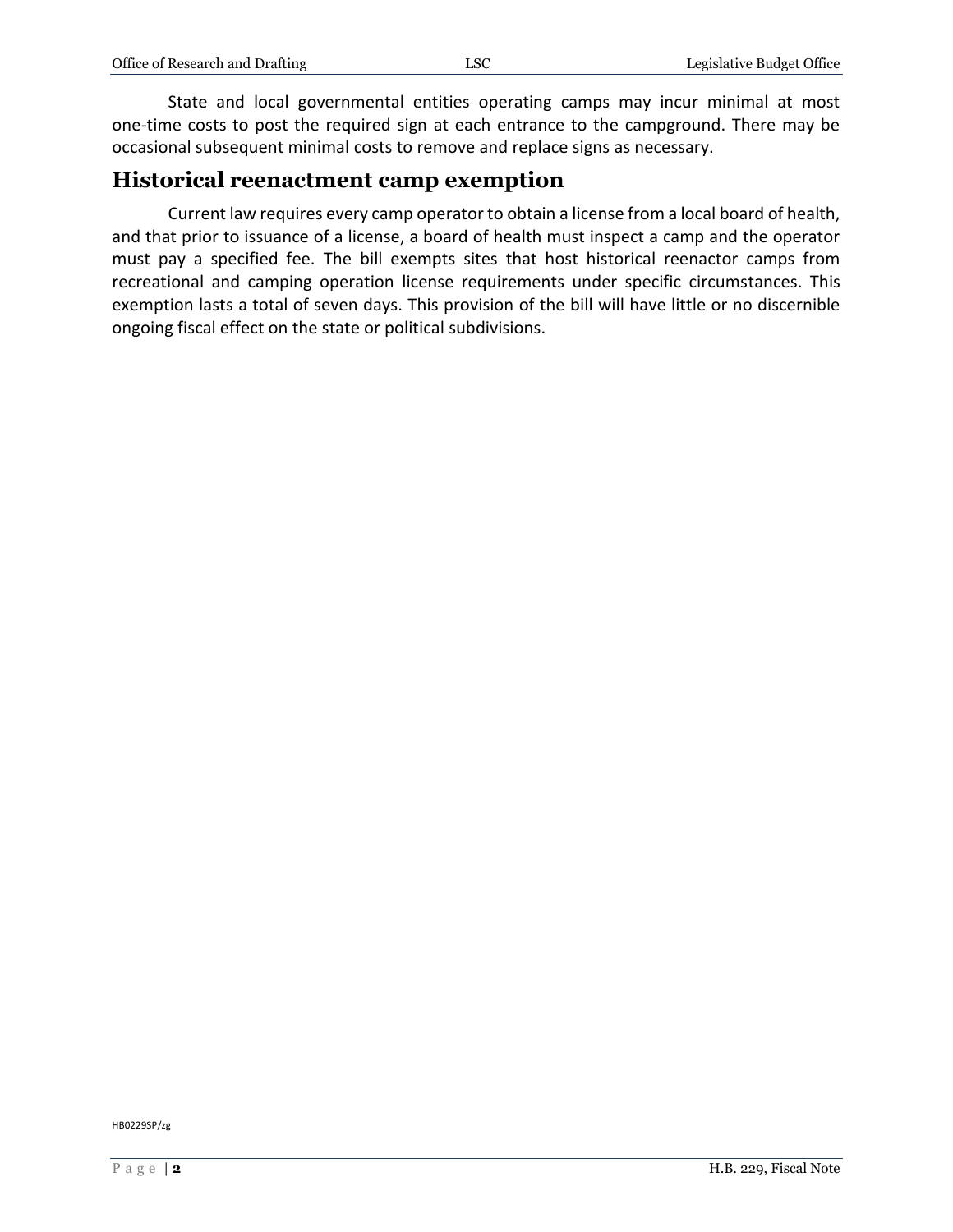State and local governmental entities operating camps may incur minimal at most one-time costs to post the required sign at each entrance to the campground. There may be occasional subsequent minimal costs to remove and replace signs as necessary.

## Historical reenactment camp exemption

Current law requires every camp operator to obtain a license from a local board of health, and that prior to issuance of a license, a board of health must inspect a camp and the operator must pay a specified fee. The bill exempts sites that host historical reenactor camps from recreational and camping operation license requirements under specific circumstances. This exemption lasts a total of seven days. This provision of the bill will have little or no discernible ongoing fiscal effect on the state or political subdivisions.

HB0229SP/zg